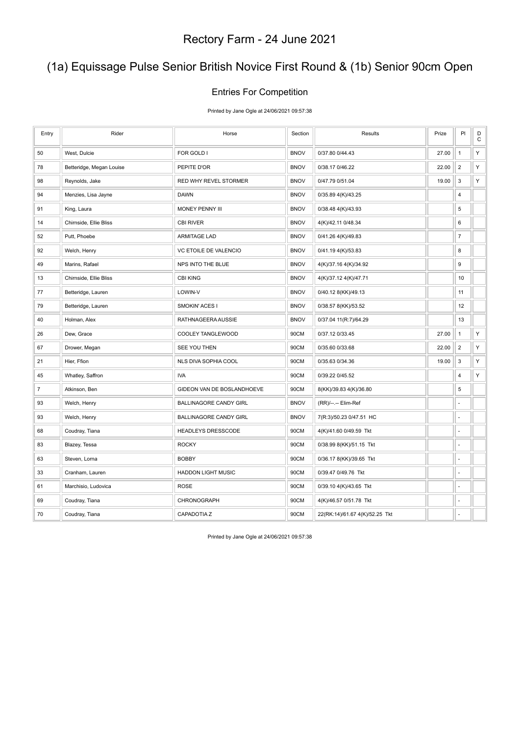# Rectory Farm - 24 June 2021

## (1a) Equissage Pulse Senior British Novice First Round & (1b) Senior 90cm Open

### Entries For Competition

Printed by Jane Ogle at 24/06/2021 09:57:38

| Entry | Rider | Horse | Section | Results | Prize | Pl | DC |
|---|---|---|---|---|---|---|---|
| 50 | West, Dulcie | FOR GOLD I | BNOV | 0/37.80 0/44.43 | 27.00 | 1 | Y |
| 78 | Betteridge, Megan Louise | PEPITE D'OR | BNOV | 0/38.17 0/46.22 | 22.00 | 2 | Y |
| 98 | Reynolds, Jake | RED WHY REVEL STORMER | BNOV | 0/47.79 0/51.04 | 19.00 | 3 | Y |
| 94 | Menzies, Lisa Jayne | DAWN | BNOV | 0/35.89 4(K)/43.25 | | 4 | |
| 91 | King, Laura | MONEY PENNY III | BNOV | 0/38.48 4(K)/43.93 | | 5 | |
| 14 | Chirnside, Ellie Bliss | CBI RIVER | BNOV | 4(K)/42.11 0/48.34 | | 6 | |
| 52 | Putt, Phoebe | ARMITAGE LAD | BNOV | 0/41.26 4(K)/49.83 | | 7 | |
| 92 | Welch, Henry | VC ETOILE DE VALENCIO | BNOV | 0/41.19 4(K)/53.83 | | 8 | |
| 49 | Marins, Rafael | NPS INTO THE BLUE | BNOV | 4(K)/37.16 4(K)/34.92 | | 9 | |
| 13 | Chirnside, Ellie Bliss | CBI KING | BNOV | 4(K)/37.12 4(K)/47.71 | | 10 | |
| 77 | Betteridge, Lauren | LOWIN-V | BNOV | 0/40.12 8(KK)/49.13 | | 11 | |
| 79 | Betteridge, Lauren | SMOKIN' ACES I | BNOV | 0/38.57 8(KK)/53.52 | | 12 | |
| 40 | Holman, Alex | RATHNAGEERA AUSSIE | BNOV | 0/37.04 11(R:7)/64.29 | | 13 | |
| 26 | Dew, Grace | COOLEY TANGLEWOOD | 90CM | 0/37.12 0/33.45 | 27.00 | 1 | Y |
| 67 | Drower, Megan | SEE YOU THEN | 90CM | 0/35.60 0/33.68 | 22.00 | 2 | Y |
| 21 | Hier, Ffion | NLS DIVA SOPHIA COOL | 90CM | 0/35.63 0/34.36 | 19.00 | 3 | Y |
| 45 | Whatley, Saffron | IVA | 90CM | 0/39.22 0/45.52 | | 4 | Y |
| 7 | Atkinson, Ben | GIDEON VAN DE BOSLANDHOEVE | 90CM | 8(KK)/39.83 4(K)/36.80 | | 5 | |
| 93 | Welch, Henry | BALLINAGORE CANDY GIRL | BNOV | (RR)/--.-- Elim-Ref | | - | |
| 93 | Welch, Henry | BALLINAGORE CANDY GIRL | BNOV | 7(R:3)/50.23 0/47.51 HC | | - | |
| 68 | Coudray, Tiana | HEADLEYS DRESSCODE | 90CM | 4(K)/41.60 0/49.59 Tkt | | - | |
| 83 | Blazey, Tessa | ROCKY | 90CM | 0/38.99 8(KK)/51.15 Tkt | | - | |
| 63 | Steven, Lorna | BOBBY | 90CM | 0/36.17 8(KK)/39.65 Tkt | | - | |
| 33 | Cranham, Lauren | HADDON LIGHT MUSIC | 90CM | 0/39.47 0/49.76 Tkt | | - | |
| 61 | Marchisio, Ludovica | ROSE | 90CM | 0/39.10 4(K)/43.65 Tkt | | - | |
| 69 | Coudray, Tiana | CHRONOGRAPH | 90CM | 4(K)/46.57 0/51.78 Tkt | | - | |
| 70 | Coudray, Tiana | CAPADOTIA Z | 90CM | 22(RK:14)/61.67 4(K)/52.25 Tkt | | - | |

Printed by Jane Ogle at 24/06/2021 09:57:38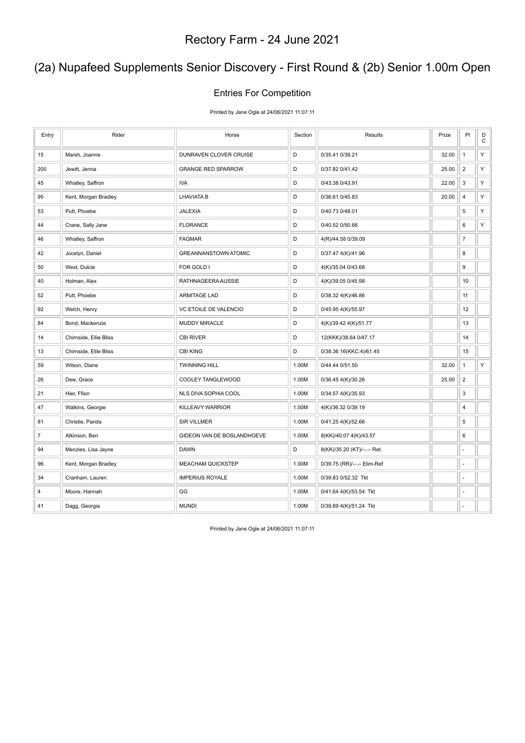# Rectory Farm - 24 June 2021

## (2a) Nupafeed Supplements Senior Discovery - First Round & (2b) Senior 1.00m Open

### Entries For Competition

Printed by Jane Ogle at 24/06/2021 11:07:11

| Entry | Rider | Horse | Section | Results | Prize | Pl | DC |
|---|---|---|---|---|---|---|---|
| 15 | Marsh, Joanne | DUNRAVEN CLOVER CRUISE | D | 0/35.41 0/39.21 | 32.00 | 1 | Y |
| 200 | Jewitt, Jenna | GRANGE RED SPARROW | D | 0/37.82 0/41.42 | 25.00 | 2 | Y |
| 45 | Whatley, Saffron | IVA | D | 0/43.38 0/43.91 | 22.00 | 3 | Y |
| 95 | Kent, Morgan Bradley | LHAVIATA B | D | 0/36.61 0/45.83 | 20.00 | 4 | Y |
| 53 | Putt, Phoebe | JALEXIA | D | 0/40.73 0/48.01 | | 5 | Y |
| 44 | Crane, Sally Jane | FLORANCE | D | 0/40.52 0/50.66 | | 6 | Y |
| 46 | Whatley, Saffron | FAGMAR | D | 4(R)/44.58 0/39.09 | | 7 | |
| 42 | Jocelyn, Daniel | GREANNANSTOWN ATOMIC | D | 0/37.47 4(K)/41.96 | | 8 | |
| 50 | West, Dulcie | FOR GOLD I | D | 4(K)/35.04 0/43.68 | | 9 | |
| 40 | Holman, Alex | RATHNAGEERA AUSSIE | D | 4(K)/39.05 0/45.98 | | 10 | |
| 52 | Putt, Phoebe | ARMITAGE LAD | D | 0/38.32 4(K)/46.86 | | 11 | |
| 92 | Welch, Henry | VC ETOILE DE VALENCIO | D | 0/45.95 4(K)/55.97 | | 12 | |
| 84 | Bond, Mackenzie | MUDDY MIRACLE | D | 4(K)/39.42 4(K)/51.77 | | 13 | |
| 14 | Chirnside, Ellie Bliss | CBI RIVER | D | 12(KKK)/38.64 0/47.17 | | 14 | |
| 13 | Chirnside, Ellie Bliss | CBI KING | D | 0/38.36 16(KKC:4)/61.45 | | 15 | |
| 59 | Wilson, Diane | TWINNING HILL | 1.00M | 0/44.44 0/51.50 | 32.00 | 1 | Y |
| 26 | Dew, Grace | COOLEY TANGLEWOOD | 1.00M | 0/36.45 4(K)/30.26 | 25.00 | 2 | |
| 21 | Hier, Ffion | NLS DIVA SOPHIA COOL | 1.00M | 0/34.57 4(K)/35.93 | | 3 | |
| 47 | Watkins, Georgie | KILLEAVY WARRIOR | 1.00M | 4(K)/36.32 0/39.19 | | 4 | |
| 81 | Christie, Panda | SIR VILLMER | 1.00M | 0/41.25 4(K)/52.66 | | 5 | |
| 7 | Atkinson, Ben | GIDEON VAN DE BOSLANDHOEVE | 1.00M | 8(KK)/40.07 4(K)/43.57 | | 6 | |
| 94 | Menzies, Lisa Jayne | DAWN | D | 8(KK)/35.20 (KT)/--.-- Ret. | | - | |
| 96 | Kent, Morgan Bradley | MEACHAM QUICKSTEP | 1.00M | 0/39.75 (RR)/--.-- Elim-Ref | | - | |
| 34 | Cranham, Lauren | IMPERIUS ROYALE | 1.00M | 0/39.83 0/52.32 Tkt | | - | |
| 4 | Moore, Hannah | GG | 1.00M | 0/41.64 4(K)/53.54 Tkt | | - | |
| 41 | Dagg, Georgia | MUNDI | 1.00M | 0/39.89 4(K)/51.24 Tkt | | - | |

Printed by Jane Ogle at 24/06/2021 11:07:11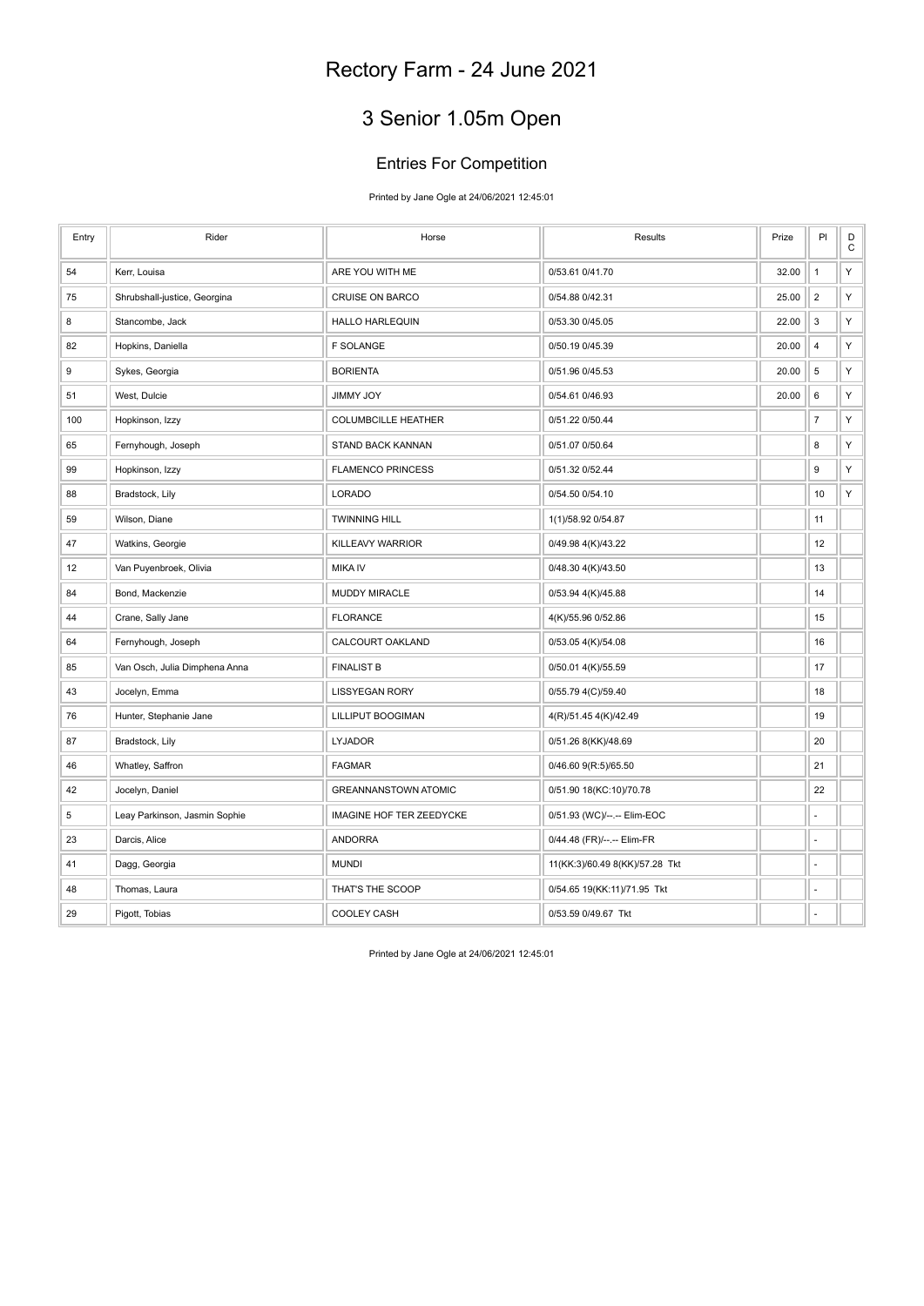# Rectory Farm - 24 June 2021

## 3 Senior 1.05m Open

### Entries For Competition

Printed by Jane Ogle at 24/06/2021 12:45:01

| Entry | Rider | Horse | Results | Prize | Pl | DC |
|---|---|---|---|---|---|---|
| 54 | Kerr, Louisa | ARE YOU WITH ME | 0/53.61 0/41.70 | 32.00 | 1 | Y |
| 75 | Shrubshall-justice, Georgina | CRUISE ON BARCO | 0/54.88 0/42.31 | 25.00 | 2 | Y |
| 8 | Stancombe, Jack | HALLO HARLEQUIN | 0/53.30 0/45.05 | 22.00 | 3 | Y |
| 82 | Hopkins, Daniella | F SOLANGE | 0/50.19 0/45.39 | 20.00 | 4 | Y |
| 9 | Sykes, Georgia | BORIENTA | 0/51.96 0/45.53 | 20.00 | 5 | Y |
| 51 | West, Dulcie | JIMMY JOY | 0/54.61 0/46.93 | 20.00 | 6 | Y |
| 100 | Hopkinson, Izzy | COLUMBCILLE HEATHER | 0/51.22 0/50.44 | | 7 | Y |
| 65 | Fernyhough, Joseph | STAND BACK KANNAN | 0/51.07 0/50.64 | | 8 | Y |
| 99 | Hopkinson, Izzy | FLAMENCO PRINCESS | 0/51.32 0/52.44 | | 9 | Y |
| 88 | Bradstock, Lily | LORADO | 0/54.50 0/54.10 | | 10 | Y |
| 59 | Wilson, Diane | TWINNING HILL | 1(1)/58.92 0/54.87 | | 11 | |
| 47 | Watkins, Georgie | KILLEAVY WARRIOR | 0/49.98 4(K)/43.22 | | 12 | |
| 12 | Van Puyenbroek, Olivia | MIKA IV | 0/48.30 4(K)/43.50 | | 13 | |
| 84 | Bond, Mackenzie | MUDDY MIRACLE | 0/53.94 4(K)/45.88 | | 14 | |
| 44 | Crane, Sally Jane | FLORANCE | 4(K)/55.96 0/52.86 | | 15 | |
| 64 | Fernyhough, Joseph | CALCOURT OAKLAND | 0/53.05 4(K)/54.08 | | 16 | |
| 85 | Van Osch, Julia Dimphena Anna | FINALIST B | 0/50.01 4(K)/55.59 | | 17 | |
| 43 | Jocelyn, Emma | LISSYEGAN RORY | 0/55.79 4(C)/59.40 | | 18 | |
| 76 | Hunter, Stephanie Jane | LILLIPUT BOOGIMAN | 4(R)/51.45 4(K)/42.49 | | 19 | |
| 87 | Bradstock, Lily | LYJADOR | 0/51.26 8(KK)/48.69 | | 20 | |
| 46 | Whatley, Saffron | FAGMAR | 0/46.60 9(R:5)/65.50 | | 21 | |
| 42 | Jocelyn, Daniel | GREANNANSTOWN ATOMIC | 0/51.90 18(KC:10)/70.78 | | 22 | |
| 5 | Leay Parkinson, Jasmin Sophie | IMAGINE HOF TER ZEEDYCKE | 0/51.93 (WC)/--.-- Elim-EOC | | - | |
| 23 | Darcis, Alice | ANDORRA | 0/44.48 (FR)/--.-- Elim-FR | | - | |
| 41 | Dagg, Georgia | MUNDI | 11(KK:3)/60.49 8(KK)/57.28 Tkt | | - | |
| 48 | Thomas, Laura | THAT'S THE SCOOP | 0/54.65 19(KK:11)/71.95 Tkt | | - | |
| 29 | Pigott, Tobias | COOLEY CASH | 0/53.59 0/49.67 Tkt | | - | |

Printed by Jane Ogle at 24/06/2021 12:45:01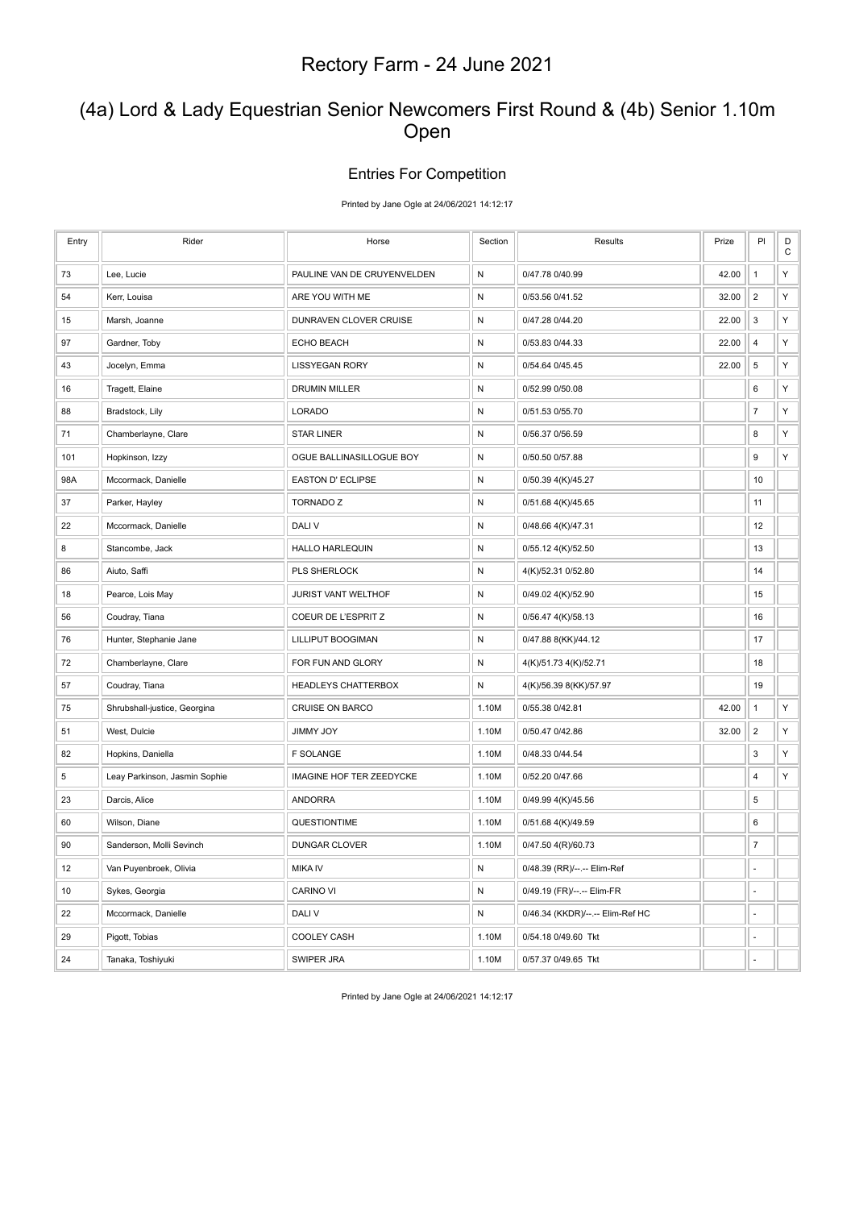# Rectory Farm - 24 June 2021

## (4a) Lord & Lady Equestrian Senior Newcomers First Round & (4b) Senior 1.10m Open

### Entries For Competition

Printed by Jane Ogle at 24/06/2021 14:12:17

| Entry | Rider | Horse | Section | Results | Prize | Pl | DC |
|---|---|---|---|---|---|---|---|
| 73 | Lee, Lucie | PAULINE VAN DE CRUYENVELDEN | N | 0/47.78 0/40.99 | 42.00 | 1 | Y |
| 54 | Kerr, Louisa | ARE YOU WITH ME | N | 0/53.56 0/41.52 | 32.00 | 2 | Y |
| 15 | Marsh, Joanne | DUNRAVEN CLOVER CRUISE | N | 0/47.28 0/44.20 | 22.00 | 3 | Y |
| 97 | Gardner, Toby | ECHO BEACH | N | 0/53.83 0/44.33 | 22.00 | 4 | Y |
| 43 | Jocelyn, Emma | LISSYEGAN RORY | N | 0/54.64 0/45.45 | 22.00 | 5 | Y |
| 16 | Tragett, Elaine | DRUMIN MILLER | N | 0/52.99 0/50.08 | | 6 | Y |
| 88 | Bradstock, Lily | LORADO | N | 0/51.53 0/55.70 | | 7 | Y |
| 71 | Chamberlayne, Clare | STAR LINER | N | 0/56.37 0/56.59 | | 8 | Y |
| 101 | Hopkinson, Izzy | OGUE BALLINASILLOGUE BOY | N | 0/50.50 0/57.88 | | 9 | Y |
| 98A | Mccormack, Danielle | EASTON D' ECLIPSE | N | 0/50.39 4(K)/45.27 | | 10 | |
| 37 | Parker, Hayley | TORNADO Z | N | 0/51.68 4(K)/45.65 | | 11 | |
| 22 | Mccormack, Danielle | DALI V | N | 0/48.66 4(K)/47.31 | | 12 | |
| 8 | Stancombe, Jack | HALLO HARLEQUIN | N | 0/55.12 4(K)/52.50 | | 13 | |
| 86 | Aiuto, Saffi | PLS SHERLOCK | N | 4(K)/52.31 0/52.80 | | 14 | |
| 18 | Pearce, Lois May | JURIST VANT WELTHOF | N | 0/49.02 4(K)/52.90 | | 15 | |
| 56 | Coudray, Tiana | COEUR DE L'ESPRIT Z | N | 0/56.47 4(K)/58.13 | | 16 | |
| 76 | Hunter, Stephanie Jane | LILLIPUT BOOGIMAN | N | 0/47.88 8(KK)/44.12 | | 17 | |
| 72 | Chamberlayne, Clare | FOR FUN AND GLORY | N | 4(K)/51.73 4(K)/52.71 | | 18 | |
| 57 | Coudray, Tiana | HEADLEYS CHATTERBOX | N | 4(K)/56.39 8(KK)/57.97 | | 19 | |
| 75 | Shrubshall-justice, Georgina | CRUISE ON BARCO | 1.10M | 0/55.38 0/42.81 | 42.00 | 1 | Y |
| 51 | West, Dulcie | JIMMY JOY | 1.10M | 0/50.47 0/42.86 | 32.00 | 2 | Y |
| 82 | Hopkins, Daniella | F SOLANGE | 1.10M | 0/48.33 0/44.54 | | 3 | Y |
| 5 | Leay Parkinson, Jasmin Sophie | IMAGINE HOF TER ZEEDYCKE | 1.10M | 0/52.20 0/47.66 | | 4 | Y |
| 23 | Darcis, Alice | ANDORRA | 1.10M | 0/49.99 4(K)/45.56 | | 5 | |
| 60 | Wilson, Diane | QUESTIONTIME | 1.10M | 0/51.68 4(K)/49.59 | | 6 | |
| 90 | Sanderson, Molli Sevinch | DUNGAR CLOVER | 1.10M | 0/47.50 4(R)/60.73 | | 7 | |
| 12 | Van Puyenbroek, Olivia | MIKA IV | N | 0/48.39 (RR)/--.-- Elim-Ref | | - | |
| 10 | Sykes, Georgia | CARINO VI | N | 0/49.19 (FR)/--.-- Elim-FR | | - | |
| 22 | Mccormack, Danielle | DALI V | N | 0/46.34 (KKDR)/--.-- Elim-Ref HC | | - | |
| 29 | Pigott, Tobias | COOLEY CASH | 1.10M | 0/54.18 0/49.60 Tkt | | - | |
| 24 | Tanaka, Toshiyuki | SWIPER JRA | 1.10M | 0/57.37 0/49.65 Tkt | | - | |

Printed by Jane Ogle at 24/06/2021 14:12:17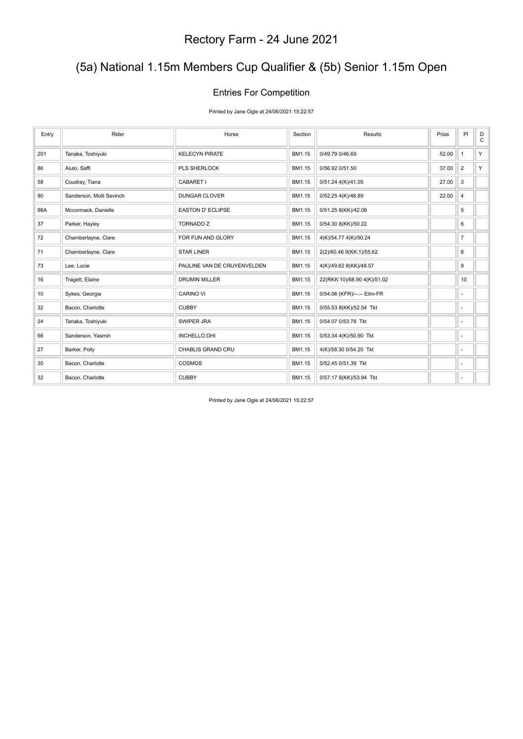# Rectory Farm - 24 June 2021

## (5a) National 1.15m Members Cup Qualifier & (5b) Senior 1.15m Open

### Entries For Competition

Printed by Jane Ogle at 24/06/2021 15:22:57

| Entry | Rider | Horse | Section | Results | Prize | Pl | DC |
|---|---|---|---|---|---|---|---|
| 201 | Tanaka, Toshiyuki | KELECYN PIRATE | BM1.15 | 0/49.79 0/46.69 | 52.00 | 1 | Y |
| 86 | Aiuto, Saffi | PLS SHERLOCK | BM1.15 | 0/56.92 0/51.50 | 37.00 | 2 | Y |
| 58 | Coudray, Tiana | CABARET I | BM1.15 | 0/51.24 4(K)/41.05 | 27.00 | 3 | |
| 90 | Sanderson, Molli Sevinch | DUNGAR CLOVER | BM1.15 | 0/52.25 4(K)/48.89 | 22.00 | 4 | |
| 98A | Mccormack, Danielle | EASTON D' ECLIPSE | BM1.15 | 0/51.25 8(KK)/42.08 | | 5 | |
| 37 | Parker, Hayley | TORNADO Z | BM1.15 | 0/54.30 8(KK)/50.22 | | 6 | |
| 72 | Chamberlayne, Clare | FOR FUN AND GLORY | BM1.15 | 4(K)/54.77 4(K)/50.24 | | 7 | |
| 71 | Chamberlayne, Clare | STAR LINER | BM1.15 | 2(2)/60.46 9(KK:1)/55.62 | | 8 | |
| 73 | Lee, Lucie | PAULINE VAN DE CRUYENVELDEN | BM1.15 | 4(K)/49.62 8(KK)/48.57 | | 9 | |
| 16 | Tragett, Elaine | DRUMIN MILLER | BM1.15 | 22(RKK:10)/68.90 4(K)/51.02 | | 10 | |
| 10 | Sykes, Georgia | CARINO VI | BM1.15 | 0/54.06 (KFR)/--.-- Elim-FR | | - | |
| 32 | Bacon, Charlotte | CUBBY | BM1.15 | 0/55.53 8(KK)/52.54 Tkt | | - | |
| 24 | Tanaka, Toshiyuki | SWIPER JRA | BM1.15 | 0/54.07 0/53.78 Tkt | | - | |
| 66 | Sanderson, Yasmin | INCHELLO DHI | BM1.15 | 0/53.34 4(K)/50.90 Tkt | | - | |
| 27 | Barker, Polly | CHABLIS GRAND CRU | BM1.15 | 4(K)/58.30 0/54.20 Tkt | | - | |
| 30 | Bacon, Charlotte | COSMOS | BM1.15 | 0/52.45 0/51.39 Tkt | | - | |
| 32 | Bacon, Charlotte | CUBBY | BM1.15 | 0/57.17 8(KK)/53.94 Tkt | | - | |

Printed by Jane Ogle at 24/06/2021 15:22:57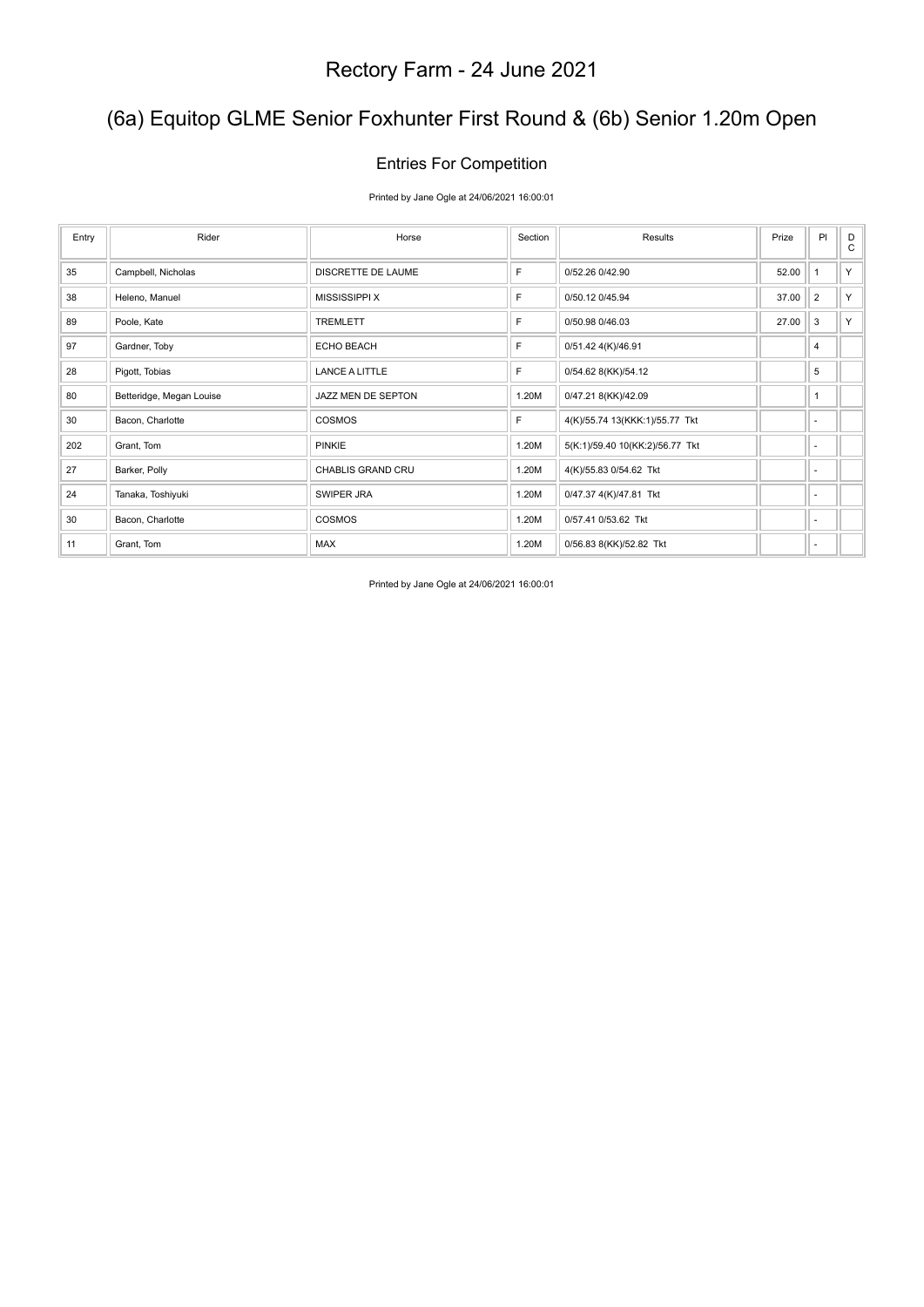# Rectory Farm - 24 June 2021

## (6a) Equitop GLME Senior Foxhunter First Round & (6b) Senior 1.20m Open

### Entries For Competition

Printed by Jane Ogle at 24/06/2021 16:00:01

| Entry | Rider | Horse | Section | Results | Prize | Pl | D C |
|---|---|---|---|---|---|---|---|
| 35 | Campbell, Nicholas | DISCRETTE DE LAUME | F | 0/52.26 0/42.90 | 52.00 | 1 | Y |
| 38 | Heleno, Manuel | MISSISSIPPI X | F | 0/50.12 0/45.94 | 37.00 | 2 | Y |
| 89 | Poole, Kate | TREMLETT | F | 0/50.98 0/46.03 | 27.00 | 3 | Y |
| 97 | Gardner, Toby | ECHO BEACH | F | 0/51.42 4(K)/46.91 | | 4 | |
| 28 | Pigott, Tobias | LANCE A LITTLE | F | 0/54.62 8(KK)/54.12 | | 5 | |
| 80 | Betteridge, Megan Louise | JAZZ MEN DE SEPTON | 1.20M | 0/47.21 8(KK)/42.09 | | 1 | |
| 30 | Bacon, Charlotte | COSMOS | F | 4(K)/55.74 13(KKK:1)/55.77 Tkt | | - | |
| 202 | Grant, Tom | PINKIE | 1.20M | 5(K:1)/59.40 10(KK:2)/56.77 Tkt | | - | |
| 27 | Barker, Polly | CHABLIS GRAND CRU | 1.20M | 4(K)/55.83 0/54.62 Tkt | | - | |
| 24 | Tanaka, Toshiyuki | SWIPER JRA | 1.20M | 0/47.37 4(K)/47.81 Tkt | | - | |
| 30 | Bacon, Charlotte | COSMOS | 1.20M | 0/57.41 0/53.62 Tkt | | - | |
| 11 | Grant, Tom | MAX | 1.20M | 0/56.83 8(KK)/52.82 Tkt | | - | |

Printed by Jane Ogle at 24/06/2021 16:00:01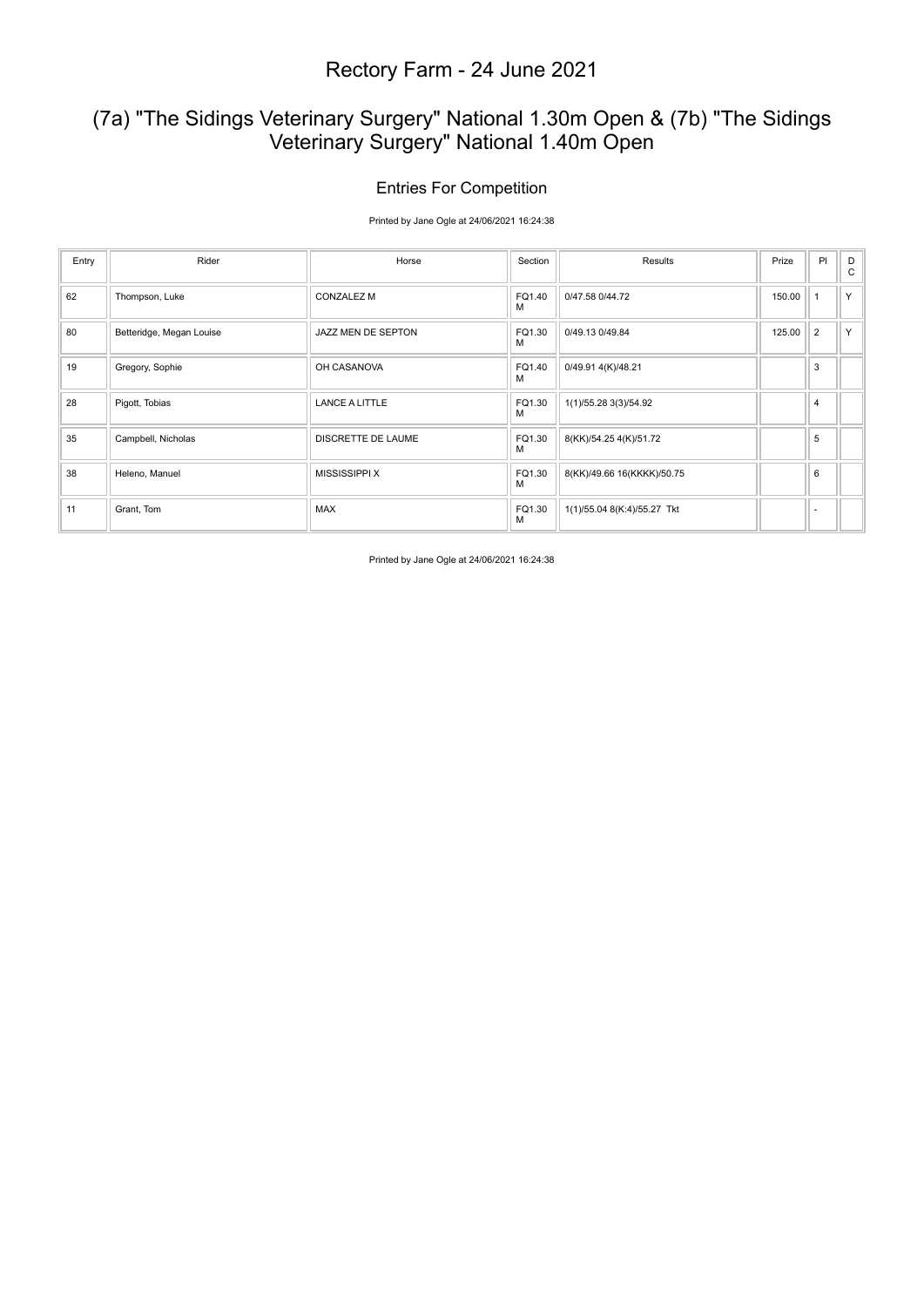# Rectory Farm - 24 June 2021

## (7a) "The Sidings Veterinary Surgery" National 1.30m Open & (7b) "The Sidings Veterinary Surgery" National 1.40m Open

### Entries For Competition

Printed by Jane Ogle at 24/06/2021 16:24:38

| Entry | Rider | Horse | Section | Results | Prize | Pl | DC |
|---|---|---|---|---|---|---|---|
| 62 | Thompson, Luke | CONZALEZ M | FQ1.40M | 0/47.58 0/44.72 | 150.00 | 1 | Y |
| 80 | Betteridge, Megan Louise | JAZZ MEN DE SEPTON | FQ1.30M | 0/49.13 0/49.84 | 125.00 | 2 | Y |
| 19 | Gregory, Sophie | OH CASANOVA | FQ1.40M | 0/49.91 4(K)/48.21 | | 3 | |
| 28 | Pigott, Tobias | LANCE A LITTLE | FQ1.30M | 1(1)/55.28 3(3)/54.92 | | 4 | |
| 35 | Campbell, Nicholas | DISCRETTE DE LAUME | FQ1.30M | 8(KK)/54.25 4(K)/51.72 | | 5 | |
| 38 | Heleno, Manuel | MISSISSIPPI X | FQ1.30M | 8(KK)/49.66 16(KKKK)/50.75 | | 6 | |
| 11 | Grant, Tom | MAX | FQ1.30M | 1(1)/55.04 8(K:4)/55.27 Tkt | | - | |

Printed by Jane Ogle at 24/06/2021 16:24:38